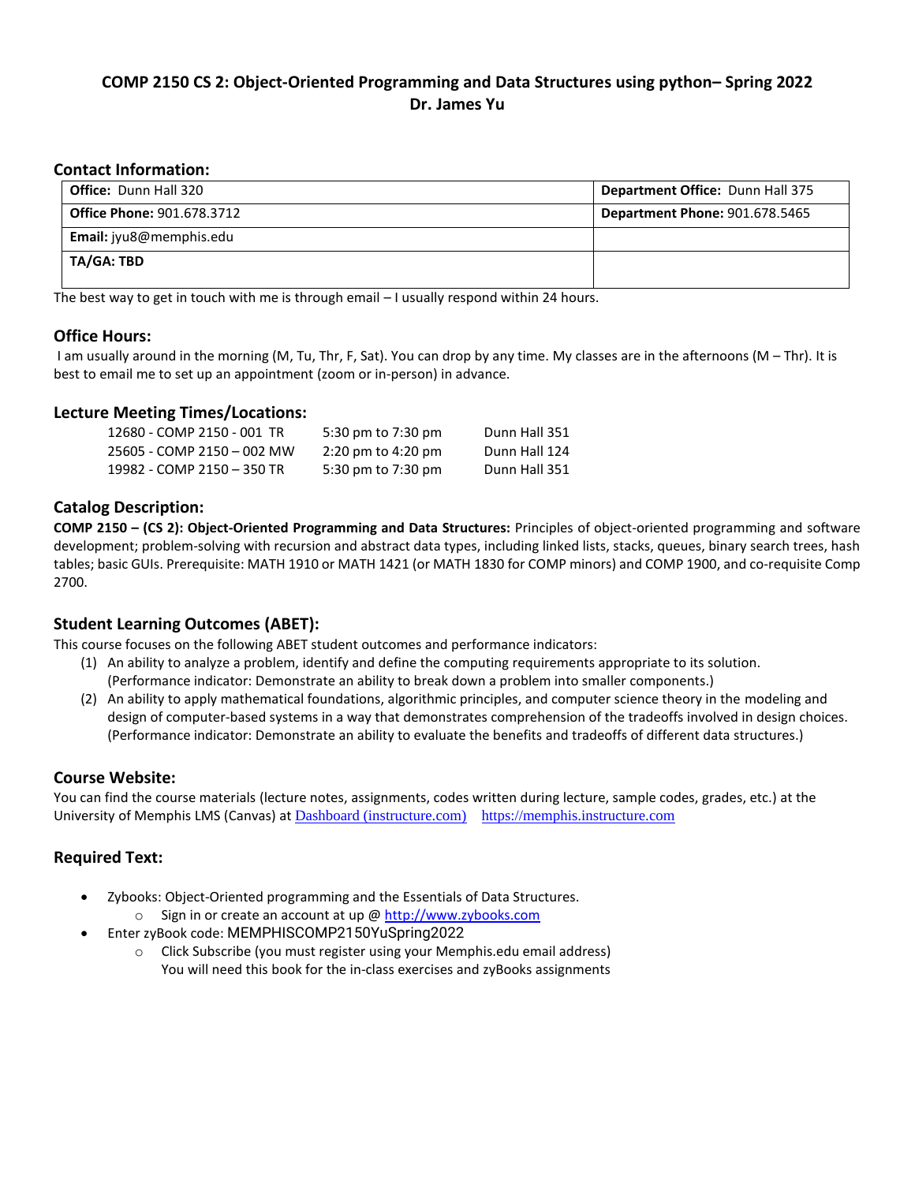# COMP 2150 CS 2: Object-Oriented Programming and Data Structures using python– Spring 2022

**Dr. James Yu**

## Contact Information:

| **Office:** Dunn Hall 320 | **Department Office:** Dunn Hall 375 |
|---|---|
| **Office Phone:** 901.678.3712 | **Department Phone:** 901.678.5465 |
| **Email:** jyu8@memphis.edu | |
| **TA/GA: TBD** | |

The best way to get in touch with me is through email – I usually respond within 24 hours.

## Office Hours:

I am usually around in the morning (M, Tu, Thr, F, Sat). You can drop by any time. My classes are in the afternoons (M – Thr). It is best to email me to set up an appointment (zoom or in-person) in advance.

## Lecture Meeting Times/Locations:

| | | |
|---|---|---|
| 12680 - COMP 2150 - 001 TR | 5:30 pm to 7:30 pm | Dunn Hall 351 |
| 25605 - COMP 2150 – 002 MW | 2:20 pm to 4:20 pm | Dunn Hall 124 |
| 19982 - COMP 2150 – 350 TR | 5:30 pm to 7:30 pm | Dunn Hall 351 |

## Catalog Description:

**COMP 2150 – (CS 2): Object-Oriented Programming and Data Structures:** Principles of object-oriented programming and software development; problem-solving with recursion and abstract data types, including linked lists, stacks, queues, binary search trees, hash tables; basic GUIs. Prerequisite: MATH 1910 or MATH 1421 (or MATH 1830 for COMP minors) and COMP 1900, and co-requisite Comp 2700.

## Student Learning Outcomes (ABET):

This course focuses on the following ABET student outcomes and performance indicators:

1. An ability to analyze a problem, identify and define the computing requirements appropriate to its solution. (Performance indicator: Demonstrate an ability to break down a problem into smaller components.)
2. An ability to apply mathematical foundations, algorithmic principles, and computer science theory in the modeling and design of computer-based systems in a way that demonstrates comprehension of the tradeoffs involved in design choices. (Performance indicator: Demonstrate an ability to evaluate the benefits and tradeoffs of different data structures.)

## Course Website:

You can find the course materials (lecture notes, assignments, codes written during lecture, sample codes, grades, etc.) at the University of Memphis LMS (Canvas) at [Dashboard (instructure.com)](https://memphis.instructure.com) https://memphis.instructure.com

## Required Text:

- Zybooks: Object-Oriented programming and the Essentials of Data Structures.
  - Sign in or create an account at up @ http://www.zybooks.com
- Enter zyBook code: MEMPHISCOMP2150YuSpring2022
  - Click Subscribe (you must register using your Memphis.edu email address)
    You will need this book for the in-class exercises and zyBooks assignments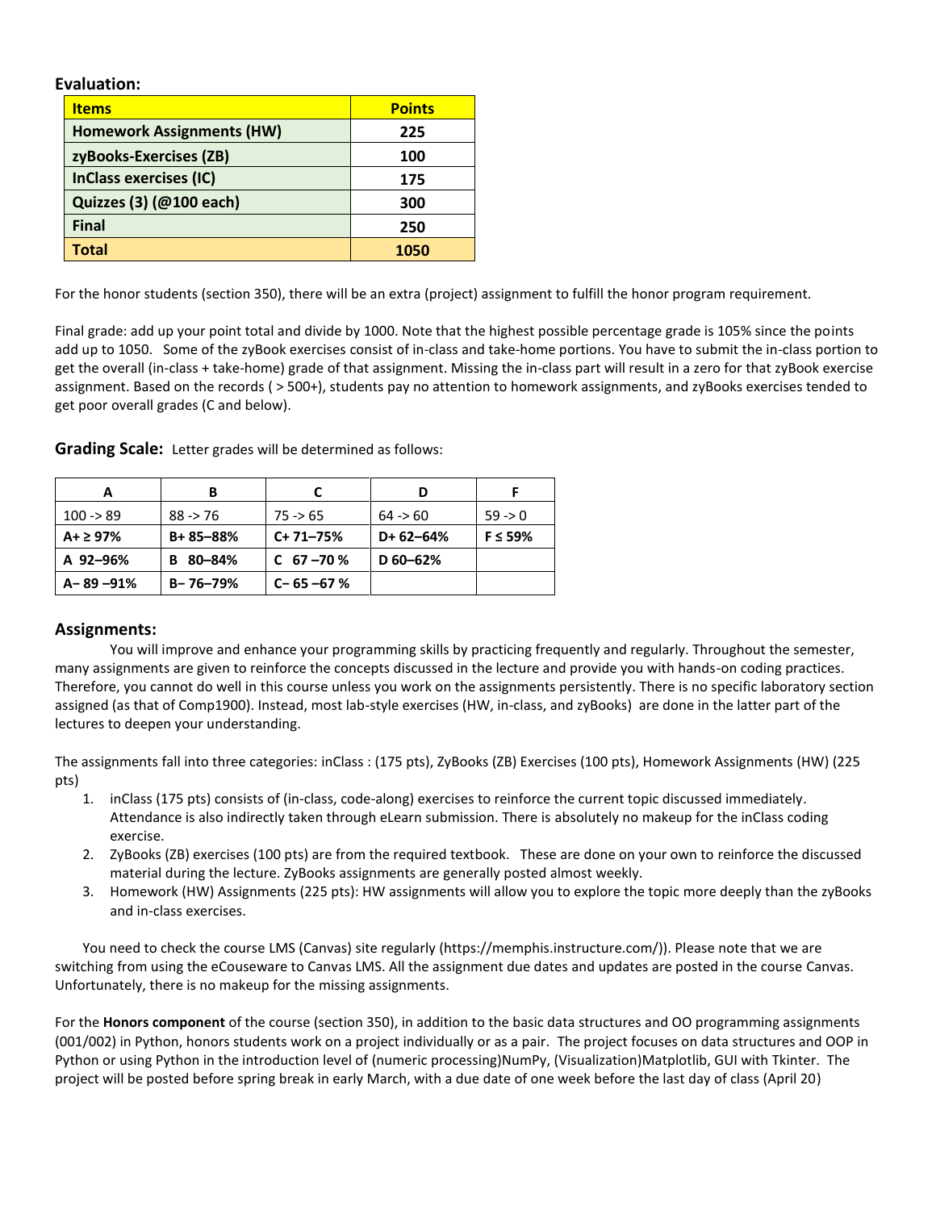## Evaluation:

| Items | Points |
| --- | --- |
| Homework Assignments (HW) | 225 |
| zyBooks-Exercises (ZB) | 100 |
| InClass exercises (IC) | 175 |
| Quizzes (3) (@100 each) | 300 |
| Final | 250 |
| Total | 1050 |

For the honor students (section 350), there will be an extra (project) assignment to fulfill the honor program requirement.

Final grade: add up your point total and divide by 1000. Note that the highest possible percentage grade is 105% since the points add up to 1050. Some of the zyBook exercises consist of in-class and take-home portions. You have to submit the in-class portion to get the overall (in-class + take-home) grade of that assignment. Missing the in-class part will result in a zero for that zyBook exercise assignment. Based on the records ( > 500+), students pay no attention to homework assignments, and zyBooks exercises tended to get poor overall grades (C and below).

**Grading Scale:** Letter grades will be determined as follows:

| A | B | C | D | F |
| --- | --- | --- | --- | --- |
| 100 -> 89 | 88 -> 76 | 75 -> 65 | 64 -> 60 | 59 -> 0 |
| **A+ ≥ 97%** | **B+ 85–88%** | **C+ 71–75%** | **D+ 62–64%** | **F ≤ 59%** |
| **A 92–96%** | **B 80–84%** | **C 67 –70 %** | **D 60–62%** | |
| **A– 89 –91%** | **B– 76–79%** | **C– 65 –67 %** | | |

## Assignments:

You will improve and enhance your programming skills by practicing frequently and regularly. Throughout the semester, many assignments are given to reinforce the concepts discussed in the lecture and provide you with hands-on coding practices. Therefore, you cannot do well in this course unless you work on the assignments persistently. There is no specific laboratory section assigned (as that of Comp1900). Instead, most lab-style exercises (HW, in-class, and zyBooks) are done in the latter part of the lectures to deepen your understanding.

The assignments fall into three categories: inClass : (175 pts), ZyBooks (ZB) Exercises (100 pts), Homework Assignments (HW) (225 pts)

1. inClass (175 pts) consists of (in-class, code-along) exercises to reinforce the current topic discussed immediately. Attendance is also indirectly taken through eLearn submission. There is absolutely no makeup for the inClass coding exercise.
2. ZyBooks (ZB) exercises (100 pts) are from the required textbook. These are done on your own to reinforce the discussed material during the lecture. ZyBooks assignments are generally posted almost weekly.
3. Homework (HW) Assignments (225 pts): HW assignments will allow you to explore the topic more deeply than the zyBooks and in-class exercises.

You need to check the course LMS (Canvas) site regularly (https://memphis.instructure.com/)). Please note that we are switching from using the eCouseware to Canvas LMS. All the assignment due dates and updates are posted in the course Canvas. Unfortunately, there is no makeup for the missing assignments.

For the **Honors component** of the course (section 350), in addition to the basic data structures and OO programming assignments (001/002) in Python, honors students work on a project individually or as a pair. The project focuses on data structures and OOP in Python or using Python in the introduction level of (numeric processing)NumPy, (Visualization)Matplotlib, GUI with Tkinter. The project will be posted before spring break in early March, with a due date of one week before the last day of class (April 20)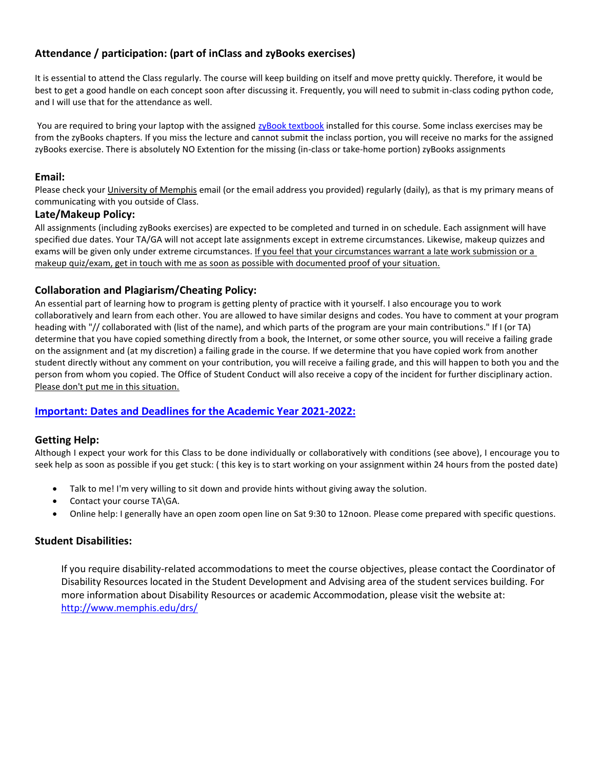## Attendance / participation: (part of inClass and zyBooks exercises)

It is essential to attend the Class regularly. The course will keep building on itself and move pretty quickly. Therefore, it would be best to get a good handle on each concept soon after discussing it. Frequently, you will need to submit in-class coding python code, and I will use that for the attendance as well.

You are required to bring your laptop with the assigned zyBook textbook installed for this course. Some inclass exercises may be from the zyBooks chapters. If you miss the lecture and cannot submit the inclass portion, you will receive no marks for the assigned zyBooks exercise. There is absolutely NO Extention for the missing (in-class or take-home portion) zyBooks assignments

### Email:

Please check your University of Memphis email (or the email address you provided) regularly (daily), as that is my primary means of communicating with you outside of Class.

### Late/Makeup Policy:

All assignments (including zyBooks exercises) are expected to be completed and turned in on schedule. Each assignment will have specified due dates. Your TA/GA will not accept late assignments except in extreme circumstances. Likewise, makeup quizzes and exams will be given only under extreme circumstances. If you feel that your circumstances warrant a late work submission or a makeup quiz/exam, get in touch with me as soon as possible with documented proof of your situation.

### Collaboration and Plagiarism/Cheating Policy:

An essential part of learning how to program is getting plenty of practice with it yourself. I also encourage you to work collaboratively and learn from each other. You are allowed to have similar designs and codes. You have to comment at your program heading with "// collaborated with (list of the name), and which parts of the program are your main contributions." If I (or TA) determine that you have copied something directly from a book, the Internet, or some other source, you will receive a failing grade on the assignment and (at my discretion) a failing grade in the course. If we determine that you have copied work from another student directly without any comment on your contribution, you will receive a failing grade, and this will happen to both you and the person from whom you copied. The Office of Student Conduct will also receive a copy of the incident for further disciplinary action. Please don't put me in this situation.

### Important: Dates and Deadlines for the Academic Year 2021-2022:

### Getting Help:

Although I expect your work for this Class to be done individually or collaboratively with conditions (see above), I encourage you to seek help as soon as possible if you get stuck: ( this key is to start working on your assignment within 24 hours from the posted date)

- Talk to me! I'm very willing to sit down and provide hints without giving away the solution.
- Contact your course TA\GA.
- Online help: I generally have an open zoom open line on Sat 9:30 to 12noon. Please come prepared with specific questions.

### Student Disabilities:

If you require disability-related accommodations to meet the course objectives, please contact the Coordinator of Disability Resources located in the Student Development and Advising area of the student services building. For more information about Disability Resources or academic Accommodation, please visit the website at: http://www.memphis.edu/drs/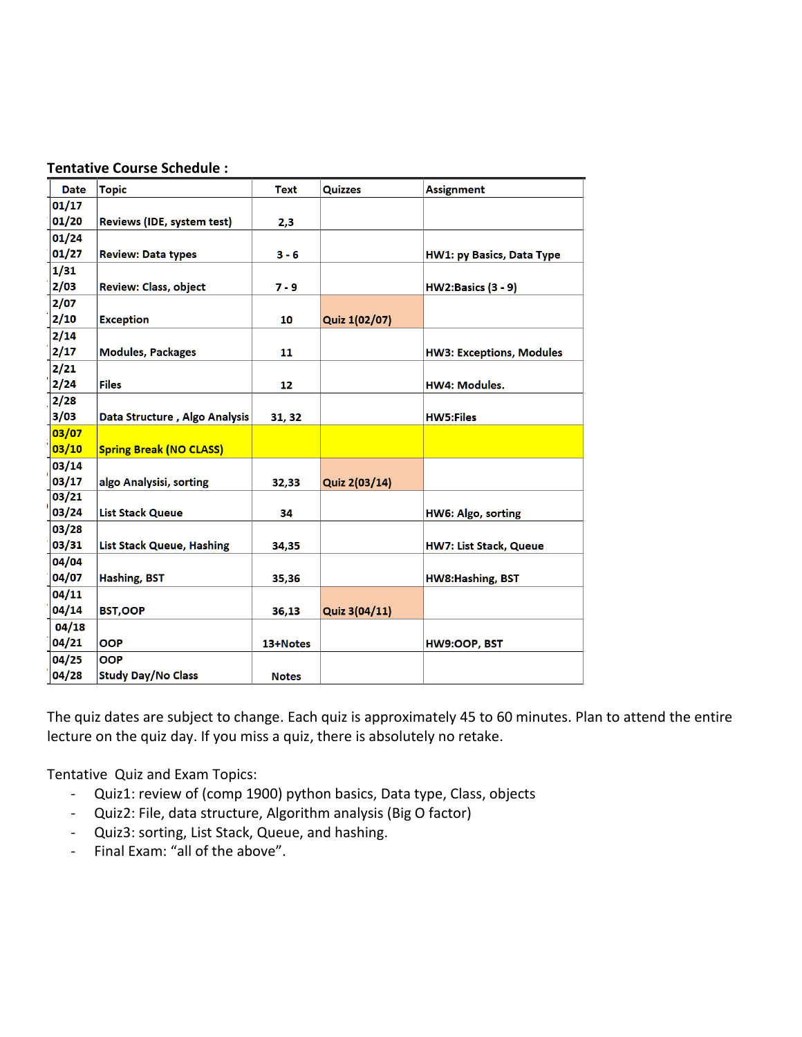**Tentative Course Schedule :**

| Date | Topic | Text | Quizzes | Assignment |
|---|---|---|---|---|
| 01/17<br>01/20 | Reviews (IDE, system test) | 2,3 | | |
| 01/24<br>01/27 | Review: Data types | 3 - 6 | | HW1: py Basics, Data Type |
| 1/31<br>2/03 | Review: Class, object | 7 - 9 | | HW2:Basics (3 - 9) |
| 2/07<br>2/10 | Exception | 10 | Quiz 1(02/07) | |
| 2/14<br>2/17 | Modules, Packages | 11 | | HW3: Exceptions, Modules |
| 2/21<br>2/24 | Files | 12 | | HW4: Modules. |
| 2/28<br>3/03 | Data Structure , Algo Analysis | 31, 32 | | HW5:Files |
| 03/07<br>03/10 | Spring Break (NO CLASS) | | | |
| 03/14<br>03/17 | algo Analysisi, sorting | 32,33 | Quiz 2(03/14) | |
| 03/21<br>03/24 | List Stack Queue | 34 | | HW6: Algo, sorting |
| 03/28<br>03/31 | List Stack Queue, Hashing | 34,35 | | HW7: List Stack, Queue |
| 04/04<br>04/07 | Hashing, BST | 35,36 | | HW8:Hashing, BST |
| 04/11<br>04/14 | BST,OOP | 36,13 | Quiz 3(04/11) | |
| 04/18<br>04/21 | OOP | 13+Notes | | HW9:OOP, BST |
| 04/25<br>04/28 | OOP<br>Study Day/No Class | Notes | | |

The quiz dates are subject to change. Each quiz is approximately 45 to 60 minutes. Plan to attend the entire lecture on the quiz day. If you miss a quiz, there is absolutely no retake.

Tentative Quiz and Exam Topics:

- Quiz1: review of (comp 1900) python basics, Data type, Class, objects
- Quiz2: File, data structure, Algorithm analysis (Big O factor)
- Quiz3: sorting, List Stack, Queue, and hashing.
- Final Exam: "all of the above".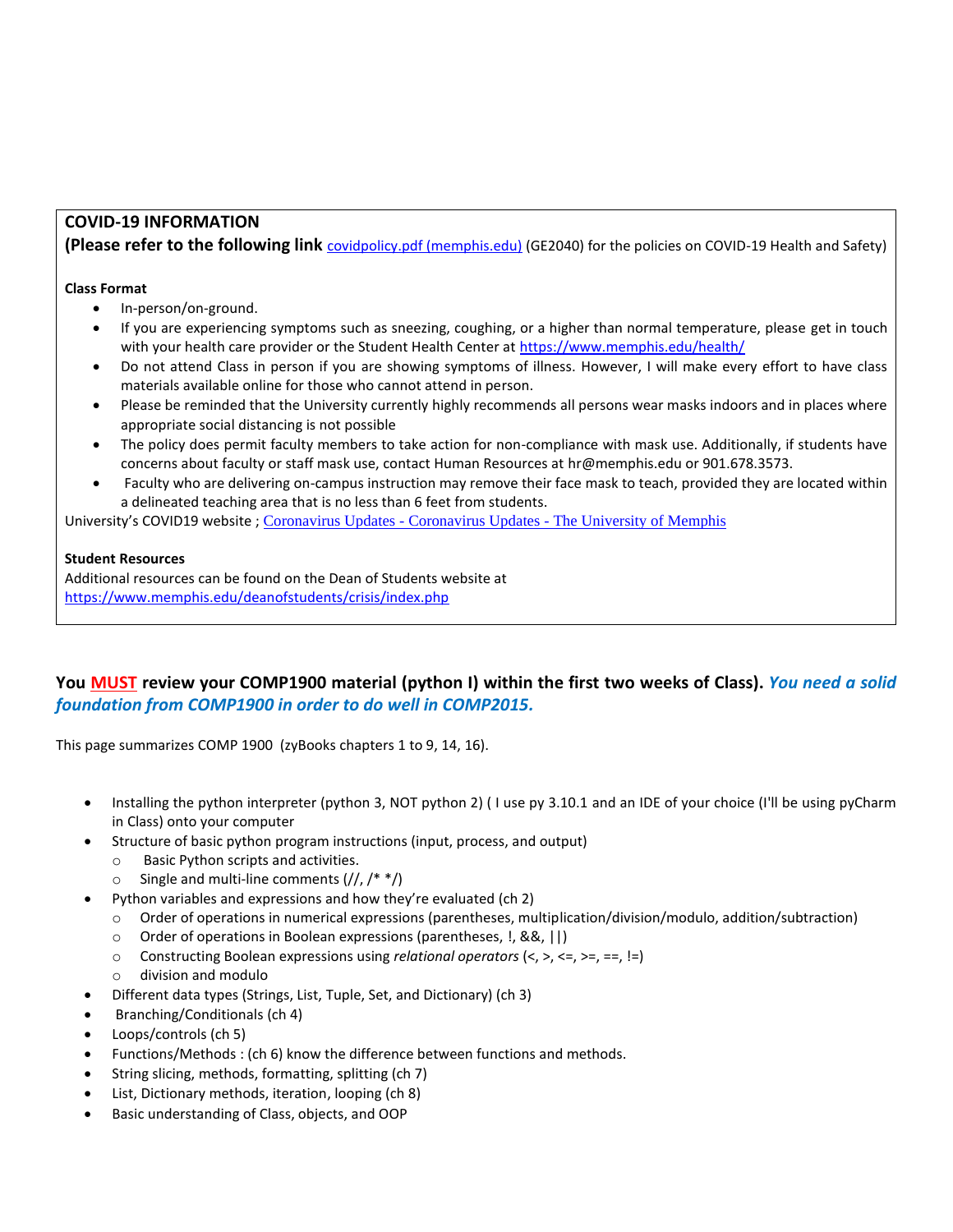**COVID-19 INFORMATION**

**(Please refer to the following link** [covidpolicy.pdf (memphis.edu)](covidpolicy.pdf (memphis.edu)) (GE2040) for the policies on COVID-19 Health and Safety)

**Class Format**

- In-person/on-ground.
- If you are experiencing symptoms such as sneezing, coughing, or a higher than normal temperature, please get in touch with your health care provider or the Student Health Center at https://www.memphis.edu/health/
- Do not attend Class in person if you are showing symptoms of illness. However, I will make every effort to have class materials available online for those who cannot attend in person.
- Please be reminded that the University currently highly recommends all persons wear masks indoors and in places where appropriate social distancing is not possible
- The policy does permit faculty members to take action for non-compliance with mask use. Additionally, if students have concerns about faculty or staff mask use, contact Human Resources at hr@memphis.edu or 901.678.3573.
- Faculty who are delivering on-campus instruction may remove their face mask to teach, provided they are located within a delineated teaching area that is no less than 6 feet from students.

University's COVID19 website ; Coronavirus Updates - Coronavirus Updates - The University of Memphis

**Student Resources**

Additional resources can be found on the Dean of Students website at https://www.memphis.edu/deanofstudents/crisis/index.php

**You MUST review your COMP1900 material (python I) within the first two weeks of Class).** ***You need a solid foundation from COMP1900 in order to do well in COMP2015.***

This page summarizes COMP 1900 (zyBooks chapters 1 to 9, 14, 16).

- Installing the python interpreter (python 3, NOT python 2) ( I use py 3.10.1 and an IDE of your choice (I'll be using pyCharm in Class) onto your computer
- Structure of basic python program instructions (input, process, and output)
  - Basic Python scripts and activities.
  - Single and multi-line comments (//, /* */)
- Python variables and expressions and how they're evaluated (ch 2)
  - Order of operations in numerical expressions (parentheses, multiplication/division/modulo, addition/subtraction)
  - Order of operations in Boolean expressions (parentheses, !, &&, ||)
  - Constructing Boolean expressions using *relational operators* (<, >, <=, >=, ==, !=)
  - division and modulo
- Different data types (Strings, List, Tuple, Set, and Dictionary) (ch 3)
- Branching/Conditionals (ch 4)
- Loops/controls (ch 5)
- Functions/Methods : (ch 6) know the difference between functions and methods.
- String slicing, methods, formatting, splitting (ch 7)
- List, Dictionary methods, iteration, looping (ch 8)
- Basic understanding of Class, objects, and OOP